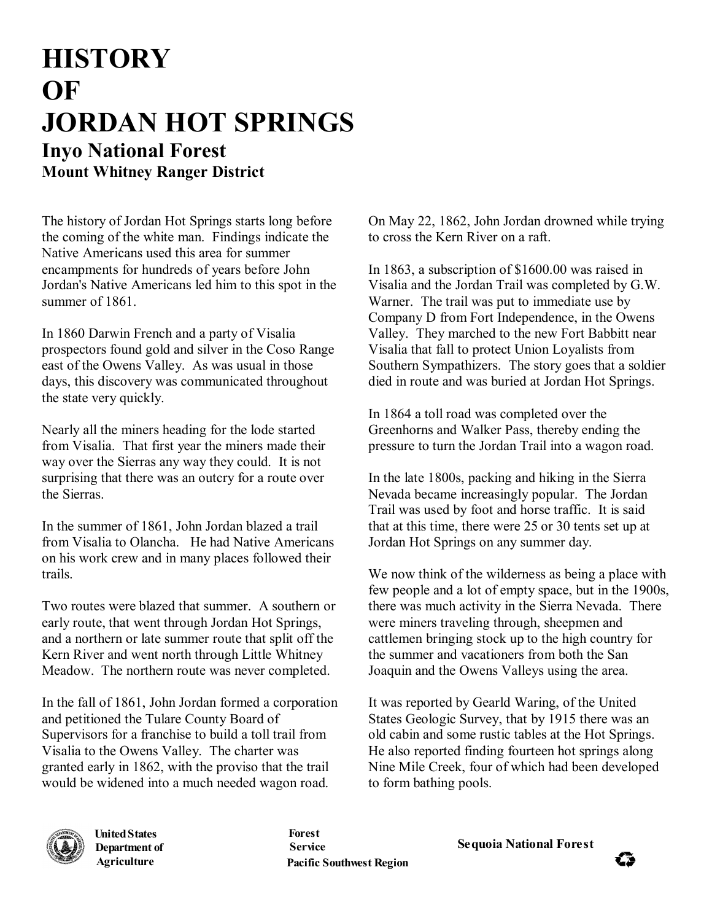# HISTORY OF JORDAN HOT SPRINGS

## Inyo National Forest

### Mount Whitney Ranger District

The history of Jordan Hot Springs starts long before the coming of the white man. Findings indicate the Native Americans used this area for summer encampments for hundreds of years before John Jordan's Native Americans led him to this spot in the summer of 1861.

In 1860 Darwin French and a party of Visalia prospectors found gold and silver in the Coso Range east of the Owens Valley. As was usual in those days, this discovery was communicated throughout the state very quickly.

Nearly all the miners heading for the lode started from Visalia. That first year the miners made their way over the Sierras any way they could. It is not surprising that there was an outcry for a route over the Sierras.

In the summer of 1861, John Jordan blazed a trail from Visalia to Olancha. He had Native Americans on his work crew and in many places followed their trails.

Two routes were blazed that summer. A southern or early route, that went through Jordan Hot Springs, and a northern or late summer route that split off the Kern River and went north through Little Whitney Meadow. The northern route was never completed.

In the fall of 1861, John Jordan formed a corporation and petitioned the Tulare County Board of Supervisors for a franchise to build a toll trail from Visalia to the Owens Valley. The charter was granted early in 1862, with the proviso that the trail would be widened into a much needed wagon road.

On May 22, 1862, John Jordan drowned while trying to cross the Kern River on a raft.

In 1863, a subscription of $1600.00 was raised in Visalia and the Jordan Trail was completed by G.W. Warner. The trail was put to immediate use by Company D from Fort Independence, in the Owens Valley. They marched to the new Fort Babbitt near Visalia that fall to protect Union Loyalists from Southern Sympathizers. The story goes that a soldier died in route and was buried at Jordan Hot Springs.

In 1864 a toll road was completed over the Greenhorns and Walker Pass, thereby ending the pressure to turn the Jordan Trail into a wagon road.

In the late 1800s, packing and hiking in the Sierra Nevada became increasingly popular. The Jordan Trail was used by foot and horse traffic. It is said that at this time, there were 25 or 30 tents set up at Jordan Hot Springs on any summer day.

We now think of the wilderness as being a place with few people and a lot of empty space, but in the 1900s, there was much activity in the Sierra Nevada. There were miners traveling through, sheepmen and cattlemen bringing stock up to the high country for the summer and vacationers from both the San Joaquin and the Owens Valleys using the area.

It was reported by Gearld Waring, of the United States Geologic Survey, that by 1915 there was an old cabin and some rustic tables at the Hot Springs. He also reported finding fourteen hot springs along Nine Mile Creek, four of which had been developed to form bathing pools.

United States Department of Agriculture | Forest Service, Pacific Southwest Region | Sequoia National Forest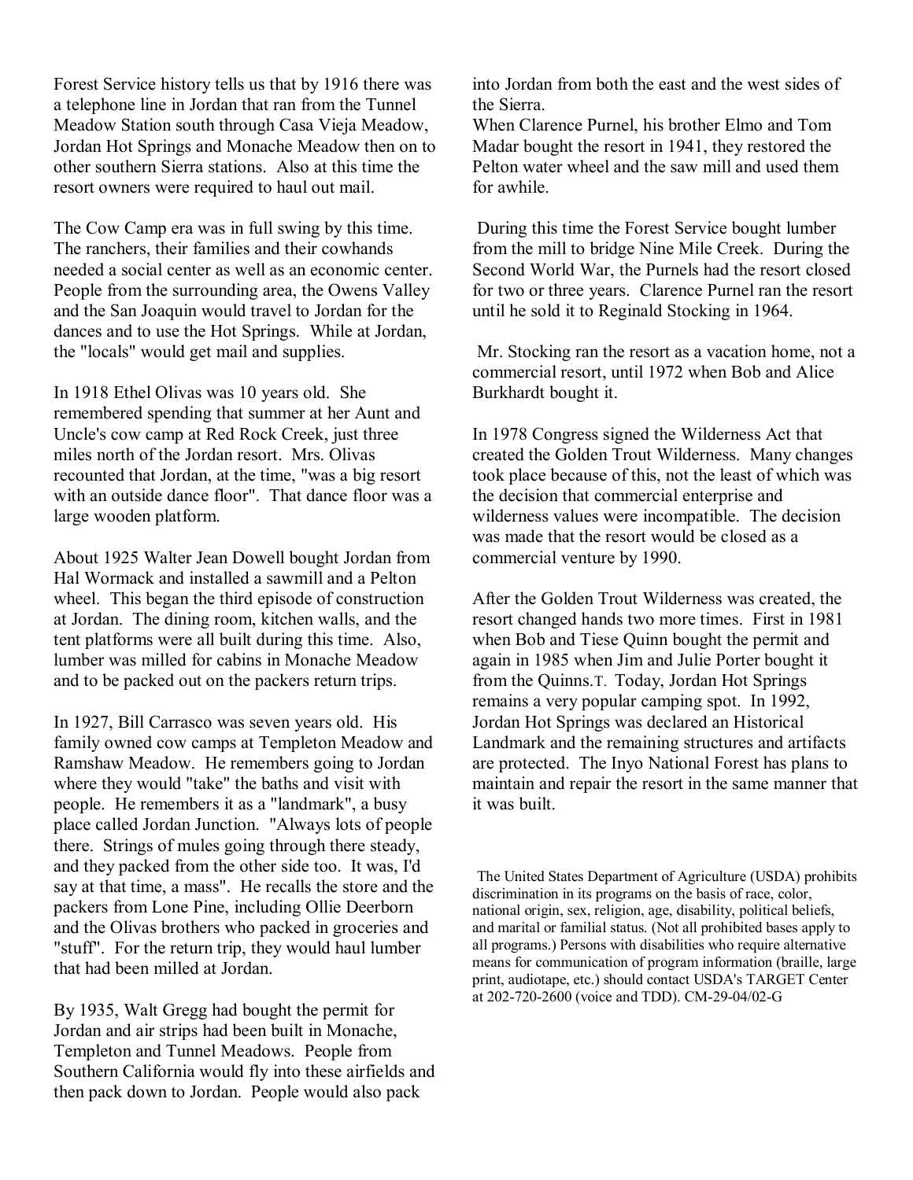Forest Service history tells us that by 1916 there was a telephone line in Jordan that ran from the Tunnel Meadow Station south through Casa Vieja Meadow, Jordan Hot Springs and Monache Meadow then on to other southern Sierra stations. Also at this time the resort owners were required to haul out mail.

The Cow Camp era was in full swing by this time. The ranchers, their families and their cowhands needed a social center as well as an economic center. People from the surrounding area, the Owens Valley and the San Joaquin would travel to Jordan for the dances and to use the Hot Springs. While at Jordan, the "locals" would get mail and supplies.

In 1918 Ethel Olivas was 10 years old. She remembered spending that summer at her Aunt and Uncle's cow camp at Red Rock Creek, just three miles north of the Jordan resort. Mrs. Olivas recounted that Jordan, at the time, "was a big resort with an outside dance floor". That dance floor was a large wooden platform.

About 1925 Walter Jean Dowell bought Jordan from Hal Wormack and installed a sawmill and a Pelton wheel. This began the third episode of construction at Jordan. The dining room, kitchen walls, and the tent platforms were all built during this time. Also, lumber was milled for cabins in Monache Meadow and to be packed out on the packers return trips.

In 1927, Bill Carrasco was seven years old. His family owned cow camps at Templeton Meadow and Ramshaw Meadow. He remembers going to Jordan where they would "take" the baths and visit with people. He remembers it as a "landmark", a busy place called Jordan Junction. "Always lots of people there. Strings of mules going through there steady, and they packed from the other side too. It was, I'd say at that time, a mass". He recalls the store and the packers from Lone Pine, including Ollie Deerborn and the Olivas brothers who packed in groceries and "stuff". For the return trip, they would haul lumber that had been milled at Jordan.

By 1935, Walt Gregg had bought the permit for Jordan and air strips had been built in Monache, Templeton and Tunnel Meadows. People from Southern California would fly into these airfields and then pack down to Jordan. People would also pack into Jordan from both the east and the west sides of the Sierra.
When Clarence Purnel, his brother Elmo and Tom Madar bought the resort in 1941, they restored the Pelton water wheel and the saw mill and used them for awhile.

During this time the Forest Service bought lumber from the mill to bridge Nine Mile Creek. During the Second World War, the Purnels had the resort closed for two or three years. Clarence Purnel ran the resort until he sold it to Reginald Stocking in 1964.

Mr. Stocking ran the resort as a vacation home, not a commercial resort, until 1972 when Bob and Alice Burkhardt bought it.

In 1978 Congress signed the Wilderness Act that created the Golden Trout Wilderness. Many changes took place because of this, not the least of which was the decision that commercial enterprise and wilderness values were incompatible. The decision was made that the resort would be closed as a commercial venture by 1990.

After the Golden Trout Wilderness was created, the resort changed hands two more times. First in 1981 when Bob and Tiese Quinn bought the permit and again in 1985 when Jim and Julie Porter bought it from the Quinns.T. Today, Jordan Hot Springs remains a very popular camping spot. In 1992, Jordan Hot Springs was declared an Historical Landmark and the remaining structures and artifacts are protected. The Inyo National Forest has plans to maintain and repair the resort in the same manner that it was built.

The United States Department of Agriculture (USDA) prohibits discrimination in its programs on the basis of race, color, national origin, sex, religion, age, disability, political beliefs, and marital or familial status. (Not all prohibited bases apply to all programs.) Persons with disabilities who require alternative means for communication of program information (braille, large print, audiotape, etc.) should contact USDA's TARGET Center at 202-720-2600 (voice and TDD). CM-29-04/02-G